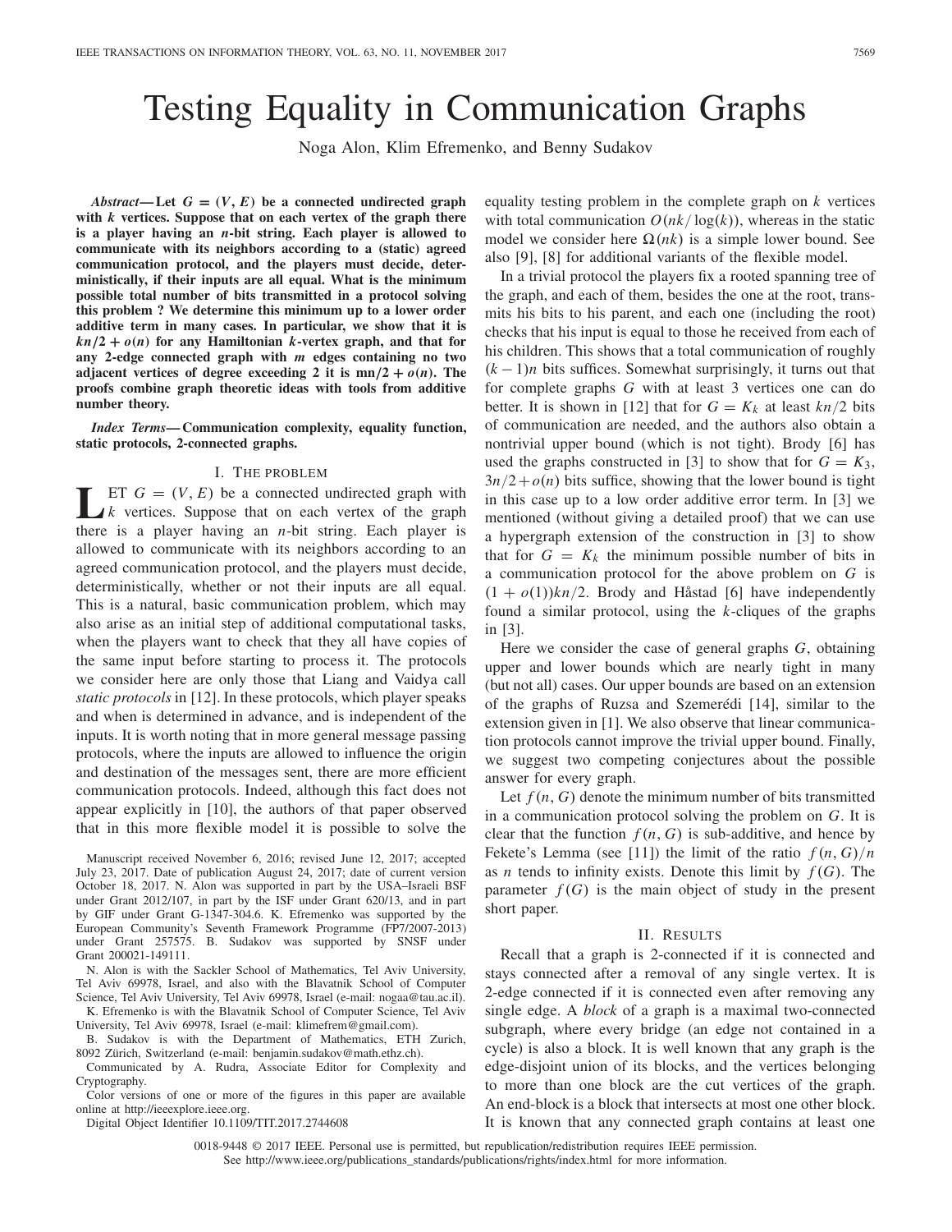# Testing Equality in Communication Graphs

Noga Alon, Klim Efremenko, and Benny Sudakov

***Abstract*— Let $G = (V, E)$ be a connected undirected graph with $k$ vertices. Suppose that on each vertex of the graph there is a player having an $n$-bit string. Each player is allowed to communicate with its neighbors according to a (static) agreed communication protocol, and the players must decide, deterministically, if their inputs are all equal. What is the minimum possible total number of bits transmitted in a protocol solving this problem ? We determine this minimum up to a lower order additive term in many cases. In particular, we show that it is $kn/2 + o(n)$ for any Hamiltonian $k$-vertex graph, and that for any 2-edge connected graph with $m$ edges containing no two adjacent vertices of degree exceeding 2 it is $mn/2 + o(n)$. The proofs combine graph theoretic ideas with tools from additive number theory.**

***Index Terms*— Communication complexity, equality function, static protocols, 2-connected graphs.**

## I. The Problem

Let $G = (V, E)$ be a connected undirected graph with $k$ vertices. Suppose that on each vertex of the graph there is a player having an $n$-bit string. Each player is allowed to communicate with its neighbors according to an agreed communication protocol, and the players must decide, deterministically, whether or not their inputs are all equal. This is a natural, basic communication problem, which may also arise as an initial step of additional computational tasks, when the players want to check that they all have copies of the same input before starting to process it. The protocols we consider here are only those that Liang and Vaidya call *static protocols* in [12]. In these protocols, which player speaks and when is determined in advance, and is independent of the inputs. It is worth noting that in more general message passing protocols, where the inputs are allowed to influence the origin and destination of the messages sent, there are more efficient communication protocols. Indeed, although this fact does not appear explicitly in [10], the authors of that paper observed that in this more flexible model it is possible to solve the equality testing problem in the complete graph on $k$ vertices with total communication $O(nk/\log(k))$, whereas in the static model we consider here $\Omega(nk)$ is a simple lower bound. See also [9], [8] for additional variants of the flexible model.

In a trivial protocol the players fix a rooted spanning tree of the graph, and each of them, besides the one at the root, transmits his bits to his parent, and each one (including the root) checks that his input is equal to those he received from each of his children. This shows that a total communication of roughly $(k-1)n$ bits suffices. Somewhat surprisingly, it turns out that for complete graphs $G$ with at least 3 vertices one can do better. It is shown in [12] that for $G = K_k$ at least $kn/2$ bits of communication are needed, and the authors also obtain a nontrivial upper bound (which is not tight). Brody [6] has used the graphs constructed in [3] to show that for $G = K_3$, $3n/2 + o(n)$ bits suffice, showing that the lower bound is tight in this case up to a low order additive error term. In [3] we mentioned (without giving a detailed proof) that we can use a hypergraph extension of the construction in [3] to show that for $G = K_k$ the minimum possible number of bits in a communication protocol for the above problem on $G$ is $(1 + o(1))kn/2$. Brody and Håstad [6] have independently found a similar protocol, using the $k$-cliques of the graphs in [3].

Here we consider the case of general graphs $G$, obtaining upper and lower bounds which are nearly tight in many (but not all) cases. Our upper bounds are based on an extension of the graphs of Ruzsa and Szemerédi [14], similar to the extension given in [1]. We also observe that linear communication protocols cannot improve the trivial upper bound. Finally, we suggest two competing conjectures about the possible answer for every graph.

Let $f(n, G)$ denote the minimum number of bits transmitted in a communication protocol solving the problem on $G$. It is clear that the function $f(n, G)$ is sub-additive, and hence by Fekete's Lemma (see [11]) the limit of the ratio $f(n, G)/n$ as $n$ tends to infinity exists. Denote this limit by $f(G)$. The parameter $f(G)$ is the main object of study in the present short paper.

## II. Results

Recall that a graph is 2-connected if it is connected and stays connected after a removal of any single vertex. It is 2-edge connected if it is connected even after removing any single edge. A *block* of a graph is a maximal two-connected subgraph, where every bridge (an edge not contained in a cycle) is also a block. It is well known that any graph is the edge-disjoint union of its blocks, and the vertices belonging to more than one block are the cut vertices of the graph. An end-block is a block that intersects at most one other block. It is known that any connected graph contains at least one

Manuscript received November 6, 2016; revised June 12, 2017; accepted July 23, 2017. Date of publication August 24, 2017; date of current version October 18, 2017. N. Alon was supported in part by the USA–Israeli BSF under Grant 2012/107, in part by the ISF under Grant 620/13, and in part by GIF under Grant G-1347-304.6. K. Efremenko was supported by the European Community's Seventh Framework Programme (FP7/2007-2013) under Grant 257575. B. Sudakov was supported by SNSF under Grant 200021-149111.

N. Alon is with the Sackler School of Mathematics, Tel Aviv University, Tel Aviv 69978, Israel, and also with the Blavatnik School of Computer Science, Tel Aviv University, Tel Aviv 69978, Israel (e-mail: nogaa@tau.ac.il).

K. Efremenko is with the Blavatnik School of Computer Science, Tel Aviv University, Tel Aviv 69978, Israel (e-mail: klimefrem@gmail.com).

B. Sudakov is with the Department of Mathematics, ETH Zurich, 8092 Zürich, Switzerland (e-mail: benjamin.sudakov@math.ethz.ch).

Communicated by A. Rudra, Associate Editor for Complexity and Cryptography.

Color versions of one or more of the figures in this paper are available online at http://ieeexplore.ieee.org.

Digital Object Identifier 10.1109/TIT.2017.2744608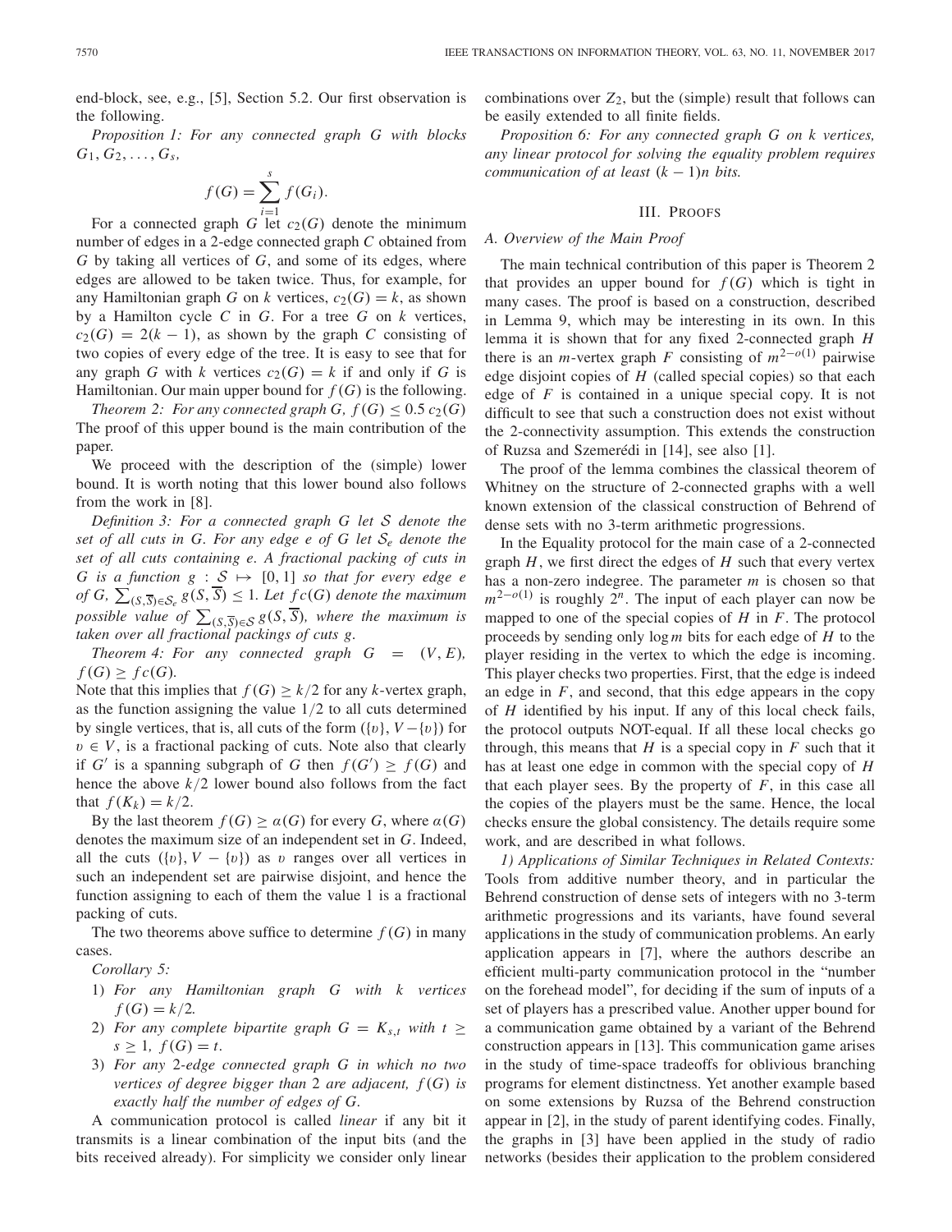end-block, see, e.g., [5], Section 5.2. Our first observation is the following.

*Proposition 1: For any connected graph $G$ with blocks $G_1, G_2, \ldots, G_s$,*

$$f(G) = \sum_{i=1}^{s} f(G_i).$$

For a connected graph $G$ let $c_2(G)$ denote the minimum number of edges in a 2-edge connected graph $C$ obtained from $G$ by taking all vertices of $G$, and some of its edges, where edges are allowed to be taken twice. Thus, for example, for any Hamiltonian graph $G$ on $k$ vertices, $c_2(G) = k$, as shown by a Hamilton cycle $C$ in $G$. For a tree $G$ on $k$ vertices, $c_2(G) = 2(k-1)$, as shown by the graph $C$ consisting of two copies of every edge of the tree. It is easy to see that for any graph $G$ with $k$ vertices $c_2(G) = k$ if and only if $G$ is Hamiltonian. Our main upper bound for $f(G)$ is the following.

*Theorem 2: For any connected graph $G$, $f(G) \leq 0.5\, c_2(G)$*

The proof of this upper bound is the main contribution of the paper.

We proceed with the description of the (simple) lower bound. It is worth noting that this lower bound also follows from the work in [8].

*Definition 3: For a connected graph $G$ let $\mathcal{S}$ denote the set of all cuts in $G$. For any edge $e$ of $G$ let $\mathcal{S}_e$ denote the set of all cuts containing $e$. A fractional packing of cuts in $G$ is a function $g : \mathcal{S} \mapsto [0, 1]$ so that for every edge $e$ of $G$, $\sum_{(S,\overline{S}) \in \mathcal{S}_e} g(S, \overline{S}) \leq 1$. Let $fc(G)$ denote the maximum possible value of $\sum_{(S,\overline{S}) \in \mathcal{S}} g(S, \overline{S})$, where the maximum is taken over all fractional packings of cuts $g$.*

*Theorem 4: For any connected graph $G = (V, E)$, $f(G) \geq fc(G)$.*

Note that this implies that $f(G) \geq k/2$ for any $k$-vertex graph, as the function assigning the value $1/2$ to all cuts determined by single vertices, that is, all cuts of the form $(\{v\}, V - \{v\})$ for $v \in V$, is a fractional packing of cuts. Note also that clearly if $G'$ is a spanning subgraph of $G$ then $f(G') \geq f(G)$ and hence the above $k/2$ lower bound also follows from the fact that $f(K_k) = k/2$.

By the last theorem $f(G) \geq \alpha(G)$ for every $G$, where $\alpha(G)$ denotes the maximum size of an independent set in $G$. Indeed, all the cuts $(\{v\}, V - \{v\})$ as $v$ ranges over all vertices in such an independent set are pairwise disjoint, and hence the function assigning to each of them the value 1 is a fractional packing of cuts.

The two theorems above suffice to determine $f(G)$ in many cases.

*Corollary 5:*

1) *For any Hamiltonian graph $G$ with $k$ vertices $f(G) = k/2$.*
2) *For any complete bipartite graph $G = K_{s,t}$ with $t \geq s \geq 1$, $f(G) = t$.*
3) *For any 2-edge connected graph $G$ in which no two vertices of degree bigger than 2 are adjacent, $f(G)$ is exactly half the number of edges of $G$.*

A communication protocol is called *linear* if any bit it transmits is a linear combination of the input bits (and the bits received already). For simplicity we consider only linear combinations over $Z_2$, but the (simple) result that follows can be easily extended to all finite fields.

*Proposition 6: For any connected graph $G$ on $k$ vertices, any linear protocol for solving the equality problem requires communication of at least $(k-1)n$ bits.*

## III. Proofs

### A. Overview of the Main Proof

The main technical contribution of this paper is Theorem 2 that provides an upper bound for $f(G)$ which is tight in many cases. The proof is based on a construction, described in Lemma 9, which may be interesting in its own. In this lemma it is shown that for any fixed 2-connected graph $H$ there is an $m$-vertex graph $F$ consisting of $m^{2-o(1)}$ pairwise edge disjoint copies of $H$ (called special copies) so that each edge of $F$ is contained in a unique special copy. It is not difficult to see that such a construction does not exist without the 2-connectivity assumption. This extends the construction of Ruzsa and Szemerédi in [14], see also [1].

The proof of the lemma combines the classical theorem of Whitney on the structure of 2-connected graphs with a well known extension of the classical construction of Behrend of dense sets with no 3-term arithmetic progressions.

In the Equality protocol for the main case of a 2-connected graph $H$, we first direct the edges of $H$ such that every vertex has a non-zero indegree. The parameter $m$ is chosen so that $m^{2-o(1)}$ is roughly $2^n$. The input of each player can now be mapped to one of the special copies of $H$ in $F$. The protocol proceeds by sending only $\log m$ bits for each edge of $H$ to the player residing in the vertex to which the edge is incoming. This player checks two properties. First, that the edge is indeed an edge in $F$, and second, that this edge appears in the copy of $H$ identified by his input. If any of this local check fails, the protocol outputs NOT-equal. If all these local checks go through, this means that $H$ is a special copy in $F$ such that it has at least one edge in common with the special copy of $H$ that each player sees. By the property of $F$, in this case all the copies of the players must be the same. Hence, the local checks ensure the global consistency. The details require some work, and are described in what follows.

*1) Applications of Similar Techniques in Related Contexts:* Tools from additive number theory, and in particular the Behrend construction of dense sets of integers with no 3-term arithmetic progressions and its variants, have found several applications in the study of communication problems. An early application appears in [7], where the authors describe an efficient multi-party communication protocol in the "number on the forehead model", for deciding if the sum of inputs of a set of players has a prescribed value. Another upper bound for a communication game obtained by a variant of the Behrend construction appears in [13]. This communication game arises in the study of time-space tradeoffs for oblivious branching programs for element distinctness. Yet another example based on some extensions by Ruzsa of the Behrend construction appear in [2], in the study of parent identifying codes. Finally, the graphs in [3] have been applied in the study of radio networks (besides their application to the problem considered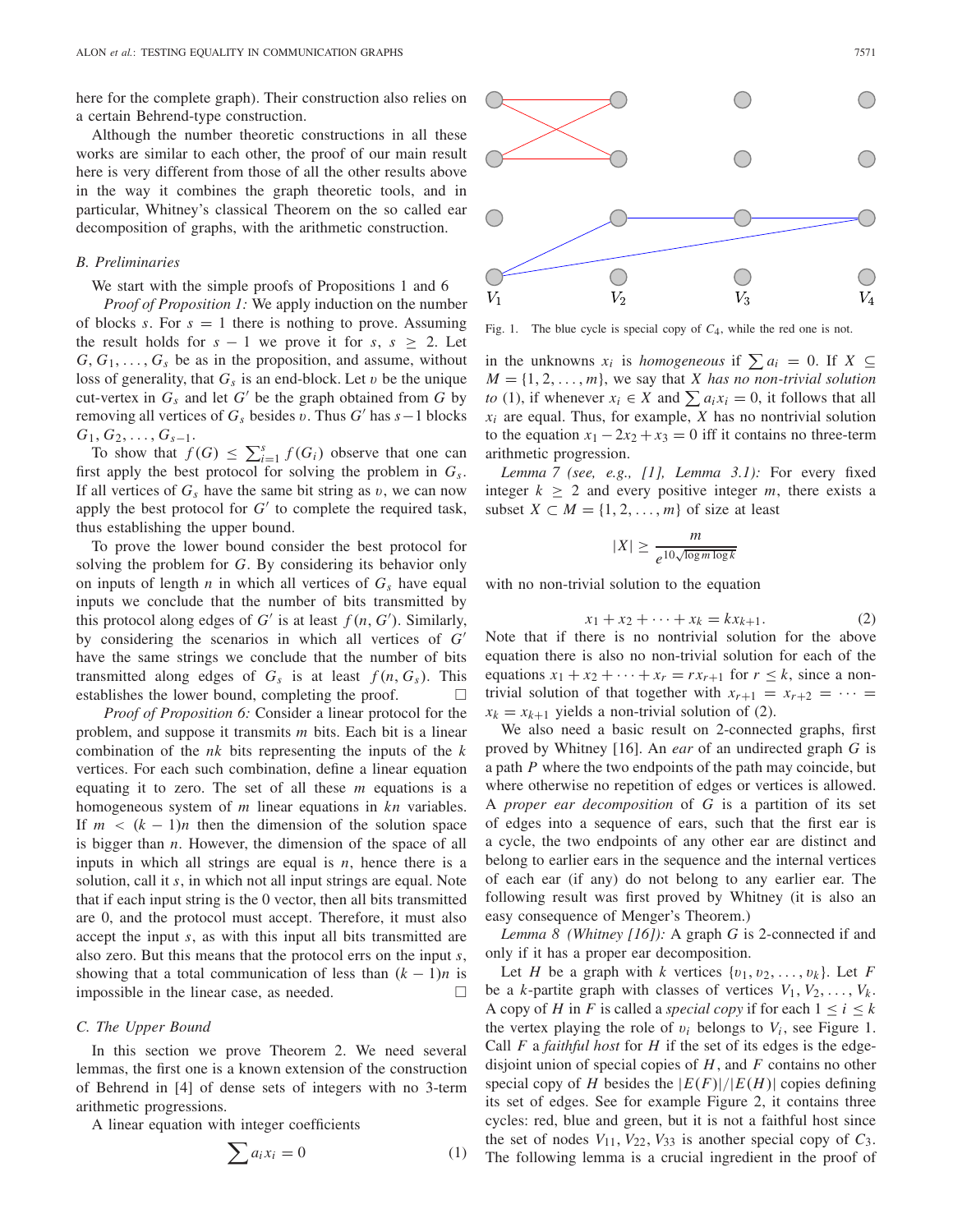here for the complete graph). Their construction also relies on a certain Behrend-type construction.

Although the number theoretic constructions in all these works are similar to each other, the proof of our main result here is very different from those of all the other results above in the way it combines the graph theoretic tools, and in particular, Whitney's classical Theorem on the so called ear decomposition of graphs, with the arithmetic construction.

### B. Preliminaries

We start with the simple proofs of Propositions 1 and 6

*Proof of Proposition 1:* We apply induction on the number of blocks $s$. For $s = 1$ there is nothing to prove. Assuming the result holds for $s-1$ we prove it for $s$, $s \geq 2$. Let $G, G_1, \ldots, G_s$ be as in the proposition, and assume, without loss of generality, that $G_s$ is an end-block. Let $v$ be the unique cut-vertex in $G_s$ and let $G'$ be the graph obtained from $G$ by removing all vertices of $G_s$ besides $v$. Thus $G'$ has $s-1$ blocks $G_1, G_2, \ldots, G_{s-1}$.

To show that $f(G) \leq \sum_{i=1}^{s} f(G_i)$ observe that one can first apply the best protocol for solving the problem in $G_s$. If all vertices of $G_s$ have the same bit string as $v$, we can now apply the best protocol for $G'$ to complete the required task, thus establishing the upper bound.

To prove the lower bound consider the best protocol for solving the problem for $G$. By considering its behavior only on inputs of length $n$ in which all vertices of $G_s$ have equal inputs we conclude that the number of bits transmitted by this protocol along edges of $G'$ is at least $f(n, G')$. Similarly, by considering the scenarios in which all vertices of $G'$ have the same strings we conclude that the number of bits transmitted along edges of $G_s$ is at least $f(n, G_s)$. This establishes the lower bound, completing the proof. □

*Proof of Proposition 6:* Consider a linear protocol for the problem, and suppose it transmits $m$ bits. Each bit is a linear combination of the $nk$ bits representing the inputs of the $k$ vertices. For each such combination, define a linear equation equating it to zero. The set of all these $m$ equations is a homogeneous system of $m$ linear equations in $kn$ variables. If $m < (k-1)n$ then the dimension of the solution space is bigger than $n$. However, the dimension of the space of all inputs in which all strings are equal is $n$, hence there is a solution, call it $s$, in which not all input strings are equal. Note that if each input string is the 0 vector, then all bits transmitted are 0, and the protocol must accept. Therefore, it must also accept the input $s$, as with this input all bits transmitted are also zero. But this means that the protocol errs on the input $s$, showing that a total communication of less than $(k-1)n$ is impossible in the linear case, as needed. □

### C. The Upper Bound

In this section we prove Theorem 2. We need several lemmas, the first one is a known extension of the construction of Behrend in [4] of dense sets of integers with no 3-term arithmetic progressions.

A linear equation with integer coefficients

$$\sum a_i x_i = 0 \tag{1}$$

$V_1$ $V_2$ $V_3$ $V_4$

Fig. 1. The blue cycle is special copy of $C_4$, while the red one is not.

in the unknowns $x_i$ is *homogeneous* if $\sum a_i = 0$. If $X \subseteq M = \{1, 2, \ldots, m\}$, we say that $X$ *has no non-trivial solution to* (1), if whenever $x_i \in X$ and $\sum a_i x_i = 0$, it follows that all $x_i$ are equal. Thus, for example, $X$ has no nontrivial solution to the equation $x_1 - 2x_2 + x_3 = 0$ iff it contains no three-term arithmetic progression.

*Lemma 7 (see, e.g., [1], Lemma 3.1):* For every fixed integer $k \geq 2$ and every positive integer $m$, there exists a subset $X \subset M = \{1, 2, \ldots, m\}$ of size at least

$$|X| \geq \frac{m}{e^{10\sqrt{\log m \log k}}}$$

with no non-trivial solution to the equation

$$x_1 + x_2 + \cdots + x_k = k x_{k+1}. \tag{2}$$

Note that if there is no nontrivial solution for the above equation there is also no non-trivial solution for each of the equations $x_1 + x_2 + \cdots + x_r = r x_{r+1}$ for $r \leq k$, since a non-trivial solution of that together with $x_{r+1} = x_{r+2} = \cdots = x_k = x_{k+1}$ yields a non-trivial solution of (2).

We also need a basic result on 2-connected graphs, first proved by Whitney [16]. An *ear* of an undirected graph $G$ is a path $P$ where the two endpoints of the path may coincide, but where otherwise no repetition of edges or vertices is allowed. A *proper ear decomposition* of $G$ is a partition of its set of edges into a sequence of ears, such that the first ear is a cycle, the two endpoints of any other ear are distinct and belong to earlier ears in the sequence and the internal vertices of each ear (if any) do not belong to any earlier ear. The following result was first proved by Whitney (it is also an easy consequence of Menger's Theorem.)

*Lemma 8 (Whitney [16]):* A graph $G$ is 2-connected if and only if it has a proper ear decomposition.

Let $H$ be a graph with $k$ vertices $\{v_1, v_2, \ldots, v_k\}$. Let $F$ be a $k$-partite graph with classes of vertices $V_1, V_2, \ldots, V_k$. A copy of $H$ in $F$ is called a *special copy* if for each $1 \leq i \leq k$ the vertex playing the role of $v_i$ belongs to $V_i$, see Figure 1. Call $F$ a *faithful host* for $H$ if the set of its edges is the edge-disjoint union of special copies of $H$, and $F$ contains no other special copy of $H$ besides the $|E(F)|/|E(H)|$ copies defining its set of edges. See for example Figure 2, it contains three cycles: red, blue and green, but it is not a faithful host since the set of nodes $V_{11}, V_{22}, V_{33}$ is another special copy of $C_3$. The following lemma is a crucial ingredient in the proof of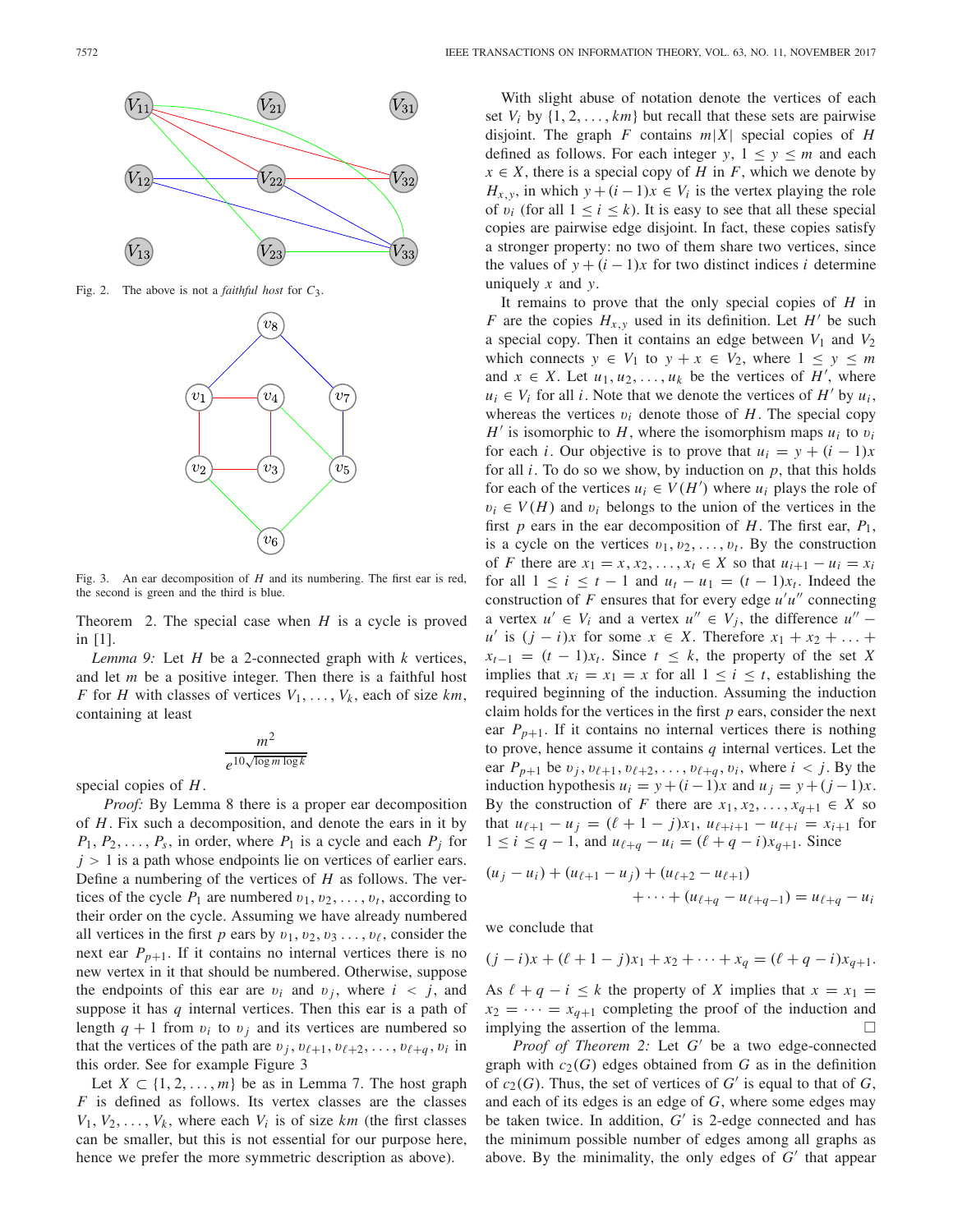Fig. 2. The above is not a *faithful host* for $C_3$.

Fig. 3. An ear decomposition of $H$ and its numbering. The first ear is red, the second is green and the third is blue.

Theorem 2. The special case when $H$ is a cycle is proved in [1].

*Lemma 9:* Let $H$ be a 2-connected graph with $k$ vertices, and let $m$ be a positive integer. Then there is a faithful host $F$ for $H$ with classes of vertices $V_1, \ldots, V_k$, each of size $km$, containing at least

$$\frac{m^2}{e^{10\sqrt{\log m \log k}}}$$

special copies of $H$.

*Proof:* By Lemma 8 there is a proper ear decomposition of $H$. Fix such a decomposition, and denote the ears in it by $P_1, P_2, \ldots, P_s$, in order, where $P_1$ is a cycle and each $P_j$ for $j > 1$ is a path whose endpoints lie on vertices of earlier ears. Define a numbering of the vertices of $H$ as follows. The vertices of the cycle $P_1$ are numbered $v_1, v_2, \ldots, v_t$, according to their order on the cycle. Assuming we have already numbered all vertices in the first $p$ ears by $v_1, v_2, v_3 \ldots, v_\ell$, consider the next ear $P_{p+1}$. If it contains no internal vertices there is no new vertex in it that should be numbered. Otherwise, suppose the endpoints of this ear are $v_i$ and $v_j$, where $i < j$, and suppose it has $q$ internal vertices. Then this ear is a path of length $q+1$ from $v_i$ to $v_j$ and its vertices are numbered so that the vertices of the path are $v_j, v_{\ell+1}, v_{\ell+2}, \ldots, v_{\ell+q}, v_i$ in this order. See for example Figure 3

Let $X \subset \{1, 2, \ldots, m\}$ be as in Lemma 7. The host graph $F$ is defined as follows. Its vertex classes are the classes $V_1, V_2, \ldots, V_k$, where each $V_i$ is of size $km$ (the first classes can be smaller, but this is not essential for our purpose here, hence we prefer the more symmetric description as above).

With slight abuse of notation denote the vertices of each set $V_i$ by $\{1, 2, \ldots, km\}$ but recall that these sets are pairwise disjoint. The graph $F$ contains $m|X|$ special copies of $H$ defined as follows. For each integer $y$, $1 \leq y \leq m$ and each $x \in X$, there is a special copy of $H$ in $F$, which we denote by $H_{x,y}$, in which $y + (i-1)x \in V_i$ is the vertex playing the role of $v_i$ (for all $1 \leq i \leq k$). It is easy to see that all these special copies are pairwise edge disjoint. In fact, these copies satisfy a stronger property: no two of them share two vertices, since the values of $y + (i-1)x$ for two distinct indices $i$ determine uniquely $x$ and $y$.

It remains to prove that the only special copies of $H$ in $F$ are the copies $H_{x,y}$ used in its definition. Let $H'$ be such a special copy. Then it contains an edge between $V_1$ and $V_2$ which connects $y \in V_1$ to $y + x \in V_2$, where $1 \leq y \leq m$ and $x \in X$. Let $u_1, u_2, \ldots, u_k$ be the vertices of $H'$, where $u_i \in V_i$ for all $i$. Note that we denote the vertices of $H'$ by $u_i$, whereas the vertices $v_i$ denote those of $H$. The special copy $H'$ is isomorphic to $H$, where the isomorphism maps $u_i$ to $v_i$ for each $i$. Our objective is to prove that $u_i = y + (i-1)x$ for all $i$. To do so we show, by induction on $p$, that this holds for each of the vertices $u_i \in V(H')$ where $u_i$ plays the role of $v_i \in V(H)$ and $v_i$ belongs to the union of the vertices in the first $p$ ears in the ear decomposition of $H$. The first ear, $P_1$, is a cycle on the vertices $v_1, v_2, \ldots, v_t$. By the construction of $F$ there are $x_1 = x, x_2, \ldots, x_t \in X$ so that $u_{i+1} - u_i = x_i$ for all $1 \leq i \leq t-1$ and $u_t - u_1 = (t-1)x_t$. Indeed the construction of $F$ ensures that for every edge $u'u''$ connecting a vertex $u' \in V_i$ and a vertex $u'' \in V_j$, the difference $u'' - u'$ is $(j-i)x$ for some $x \in X$. Therefore $x_1 + x_2 + \ldots + x_{t-1} = (t-1)x_t$. Since $t \leq k$, the property of the set $X$ implies that $x_i = x_1 = x$ for all $1 \leq i \leq t$, establishing the required beginning of the induction. Assuming the induction claim holds for the vertices in the first $p$ ears, consider the next ear $P_{p+1}$. If it contains no internal vertices there is nothing to prove, hence assume it contains $q$ internal vertices. Let the ear $P_{p+1}$ be $v_j, v_{\ell+1}, v_{\ell+2}, \ldots, v_{\ell+q}, v_i$, where $i < j$. By the induction hypothesis $u_i = y + (i-1)x$ and $u_j = y + (j-1)x$. By the construction of $F$ there are $x_1, x_2, \ldots, x_{q+1} \in X$ so that $u_{\ell+1} - u_j = (\ell + 1 - j)x_1$, $u_{\ell+i+1} - u_{\ell+i} = x_{i+1}$ for $1 \leq i \leq q-1$, and $u_{\ell+q} - u_i = (\ell + q - i)x_{q+1}$. Since

$$(u_j - u_i) + (u_{\ell+1} - u_j) + (u_{\ell+2} - u_{\ell+1}) + \cdots + (u_{\ell+q} - u_{\ell+q-1}) = u_{\ell+q} - u_i$$

we conclude that

$$(j-i)x + (\ell + 1 - j)x_1 + x_2 + \cdots + x_q = (\ell + q - i)x_{q+1}.$$

As $\ell + q - i \leq k$ the property of $X$ implies that $x = x_1 = x_2 = \cdots = x_{q+1}$ completing the proof of the induction and implying the assertion of the lemma. □

*Proof of Theorem 2:* Let $G'$ be a two edge-connected graph with $c_2(G)$ edges obtained from $G$ as in the definition of $c_2(G)$. Thus, the set of vertices of $G'$ is equal to that of $G$, and each of its edges is an edge of $G$, where some edges may be taken twice. In addition, $G'$ is 2-edge connected and has the minimum possible number of edges among all graphs as above. By the minimality, the only edges of $G'$ that appear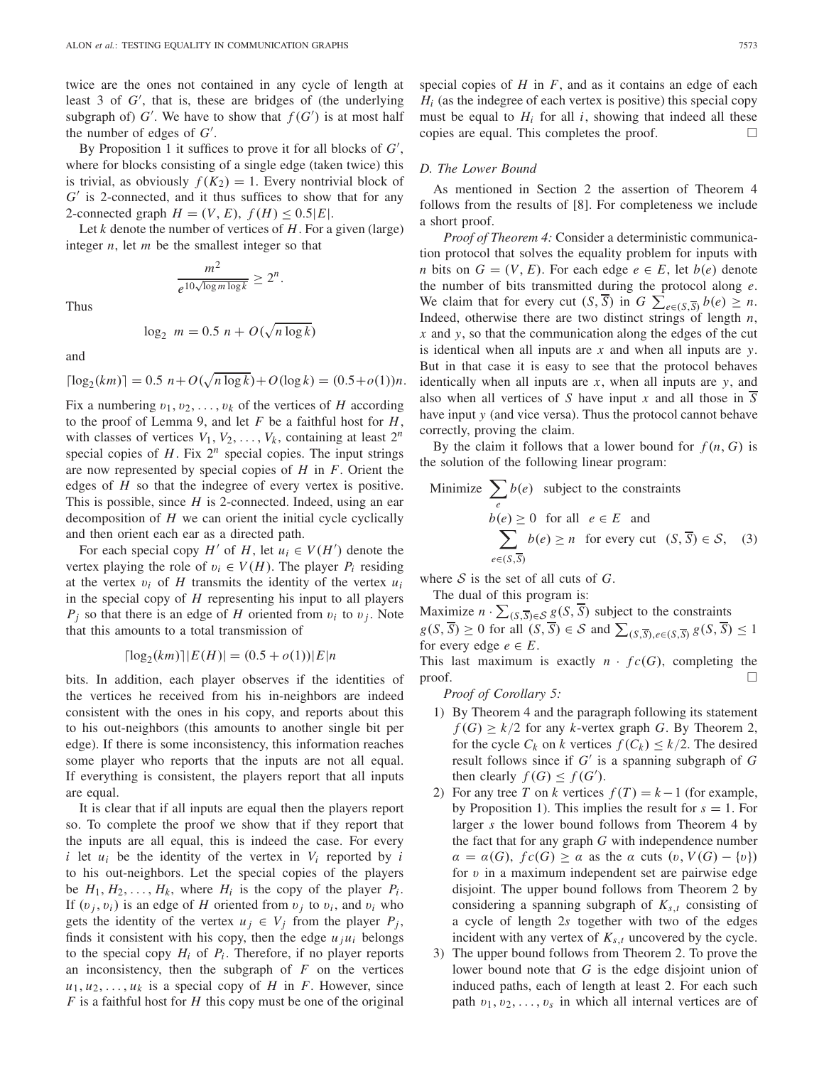twice are the ones not contained in any cycle of length at least 3 of $G'$, that is, these are bridges of (the underlying subgraph of) $G'$. We have to show that $f(G')$ is at most half the number of edges of $G'$.

By Proposition 1 it suffices to prove it for all blocks of $G'$, where for blocks consisting of a single edge (taken twice) this is trivial, as obviously $f(K_2) = 1$. Every nontrivial block of $G'$ is 2-connected, and it thus suffices to show that for any 2-connected graph $H = (V, E)$, $f(H) \leq 0.5|E|$.

Let $k$ denote the number of vertices of $H$. For a given (large) integer $n$, let $m$ be the smallest integer so that

$$\frac{m^2}{e^{10\sqrt{\log m \log k}}} \geq 2^n.$$

Thus

$$\log_2 \ m = 0.5\ n + O(\sqrt{n \log k})$$

and

$$\lceil \log_2(km) \rceil = 0.5\ n + O(\sqrt{n \log k}) + O(\log k) = (0.5 + o(1))n.$$

Fix a numbering $v_1, v_2, \ldots, v_k$ of the vertices of $H$ according to the proof of Lemma 9, and let $F$ be a faithful host for $H$, with classes of vertices $V_1, V_2, \ldots, V_k$, containing at least $2^n$ special copies of $H$. Fix $2^n$ special copies. The input strings are now represented by special copies of $H$ in $F$. Orient the edges of $H$ so that the indegree of every vertex is positive. This is possible, since $H$ is 2-connected. Indeed, using an ear decomposition of $H$ we can orient the initial cycle cyclically and then orient each ear as a directed path.

For each special copy $H'$ of $H$, let $u_i \in V(H')$ denote the vertex playing the role of $v_i \in V(H)$. The player $P_i$ residing at the vertex $v_i$ of $H$ transmits the identity of the vertex $u_i$ in the special copy of $H$ representing his input to all players $P_j$ so that there is an edge of $H$ oriented from $v_i$ to $v_j$. Note that this amounts to a total transmission of

$$\lceil \log_2(km) \rceil |E(H)| = (0.5 + o(1))|E|n$$

bits. In addition, each player observes if the identities of the vertices he received from his in-neighbors are indeed consistent with the ones in his copy, and reports about this to his out-neighbors (this amounts to another single bit per edge). If there is some inconsistency, this information reaches some player who reports that the inputs are not all equal. If everything is consistent, the players report that all inputs are equal.

It is clear that if all inputs are equal then the players report so. To complete the proof we show that if they report that the inputs are all equal, this is indeed the case. For every $i$ let $u_i$ be the identity of the vertex in $V_i$ reported by $i$ to his out-neighbors. Let the special copies of the players be $H_1, H_2, \ldots, H_k$, where $H_i$ is the copy of the player $P_i$. If $(v_j, v_i)$ is an edge of $H$ oriented from $v_j$ to $v_i$, and $v_i$ who gets the identity of the vertex $u_j \in V_j$ from the player $P_j$, finds it consistent with his copy, then the edge $u_j u_i$ belongs to the special copy $H_i$ of $P_i$. Therefore, if no player reports an inconsistency, then the subgraph of $F$ on the vertices $u_1, u_2, \ldots, u_k$ is a special copy of $H$ in $F$. However, since $F$ is a faithful host for $H$ this copy must be one of the original special copies of $H$ in $F$, and as it contains an edge of each $H_i$ (as the indegree of each vertex is positive) this special copy must be equal to $H_i$ for all $i$, showing that indeed all these copies are equal. This completes the proof. $\square$

### D. The Lower Bound

As mentioned in Section 2 the assertion of Theorem 4 follows from the results of [8]. For completeness we include a short proof.

*Proof of Theorem 4:* Consider a deterministic communication protocol that solves the equality problem for inputs with $n$ bits on $G = (V, E)$. For each edge $e \in E$, let $b(e)$ denote the number of bits transmitted during the protocol along $e$. We claim that for every cut $(S, \overline{S})$ in $G$ $\sum_{e \in (S,\overline{S})} b(e) \geq n$. Indeed, otherwise there are two distinct strings of length $n$, $x$ and $y$, so that the communication along the edges of the cut is identical when all inputs are $x$ and when all inputs are $y$. But in that case it is easy to see that the protocol behaves identically when all inputs are $x$, when all inputs are $y$, and also when all vertices of $S$ have input $x$ and all those in $\overline{S}$ have input $y$ (and vice versa). Thus the protocol cannot behave correctly, proving the claim.

By the claim it follows that a lower bound for $f(n, G)$ is the solution of the following linear program:

$$\text{Minimize } \sum_e b(e) \ \text{ subject to the constraints}$$
$$b(e) \geq 0 \ \text{ for all } \ e \in E \ \text{ and}$$
$$\sum_{e \in (S,\overline{S})} b(e) \geq n \ \text{ for every cut } \ (S, \overline{S}) \in \mathcal{S}, \quad (3)$$

where $\mathcal{S}$ is the set of all cuts of $G$.

The dual of this program is:

Maximize $n \cdot \sum_{(S,\overline{S}) \in \mathcal{S}} g(S, \overline{S})$ subject to the constraints $g(S, \overline{S}) \geq 0$ for all $(S, \overline{S}) \in \mathcal{S}$ and $\sum_{(S,\overline{S}), e \in (S,\overline{S})} g(S, \overline{S}) \leq 1$ for every edge $e \in E$.

This last maximum is exactly $n \cdot fc(G)$, completing the proof. $\square$

*Proof of Corollary 5:*

1) By Theorem 4 and the paragraph following its statement $f(G) \geq k/2$ for any $k$-vertex graph $G$. By Theorem 2, for the cycle $C_k$ on $k$ vertices $f(C_k) \leq k/2$. The desired result follows since if $G'$ is a spanning subgraph of $G$ then clearly $f(G) \leq f(G')$.
2) For any tree $T$ on $k$ vertices $f(T) = k - 1$ (for example, by Proposition 1). This implies the result for $s = 1$. For larger $s$ the lower bound follows from Theorem 4 by the fact that for any graph $G$ with independence number $\alpha = \alpha(G)$, $fc(G) \geq \alpha$ as the $\alpha$ cuts $(v, V(G) - \{v\})$ for $v$ in a maximum independent set are pairwise edge disjoint. The upper bound follows from Theorem 2 by considering a spanning subgraph of $K_{s,t}$ consisting of a cycle of length $2s$ together with two of the edges incident with any vertex of $K_{s,t}$ uncovered by the cycle.
3) The upper bound follows from Theorem 2. To prove the lower bound note that $G$ is the edge disjoint union of induced paths, each of length at least 2. For each such path $v_1, v_2, \ldots, v_s$ in which all internal vertices are of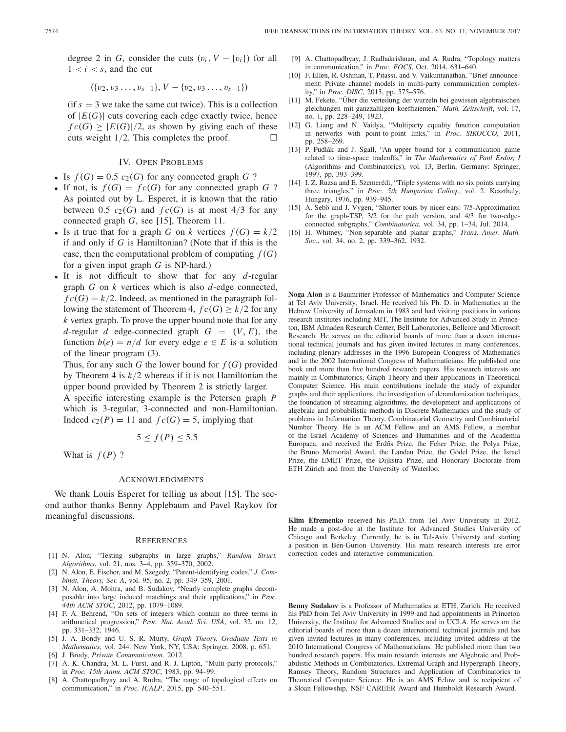degree 2 in $G$, consider the cuts $(v_i, V - \{v_i\})$ for all $1 < i < s$, and the cut

$$(\{v_2, v_3 \ldots, v_{s-1}\}, V - \{v_2, v_3 \ldots, v_{s-1}\})$$

(if $s = 3$ we take the same cut twice). This is a collection of $|E(G)|$ cuts covering each edge exactly twice, hence $fc(G) \geq |E(G)|/2$, as shown by giving each of these cuts weight $1/2$. This completes the proof. □

## IV. Open Problems

- Is $f(G) = 0.5\ c_2(G)$ for any connected graph $G$ ?
- If not, is $f(G) = fc(G)$ for any connected graph $G$ ? As pointed out by L. Esperet, it is known that the ratio between $0.5\ c_2(G)$ and $fc(G)$ is at most $4/3$ for any connected graph $G$, see [15], Theorem 11.
- Is it true that for a graph $G$ on $k$ vertices $f(G) = k/2$ if and only if $G$ is Hamiltonian? (Note that if this is the case, then the computational problem of computing $f(G)$ for a given input graph $G$ is NP-hard.)
- It is not difficult to show that for any $d$-regular graph $G$ on $k$ vertices which is also $d$-edge connected, $fc(G) = k/2$. Indeed, as mentioned in the paragraph following the statement of Theorem 4, $fc(G) \geq k/2$ for any $k$ vertex graph. To prove the upper bound note that for any $d$-regular $d$ edge-connected graph $G = (V, E)$, the function $b(e) = n/d$ for every edge $e \in E$ is a solution of the linear program (3).

  Thus, for any such $G$ the lower bound for $f(G)$ provided by Theorem 4 is $k/2$ whereas if it is not Hamiltonian the upper bound provided by Theorem 2 is strictly larger.

  A specific interesting example is the Petersen graph $P$ which is 3-regular, 3-connected and non-Hamiltonian. Indeed $c_2(P) = 11$ and $fc(G) = 5$, implying that

$$5 \leq f(P) \leq 5.5$$

  What is $f(P)$ ?

## Acknowledgments

We thank Louis Esperet for telling us about [15]. The second author thanks Benny Applebaum and Pavel Raykov for meaningful discussions.

## References

[1] N. Alon, "Testing subgraphs in large graphs," *Random Struct. Algorithms*, vol. 21, nos. 3–4, pp. 359–370, 2002.

[2] N. Alon, E. Fischer, and M. Szegedy, "Parent-identifying codes," *J. Combinat. Theory, Ser. A*, vol. 95, no. 2, pp. 349–359, 2001.

[3] N. Alon, A. Moitra, and B. Sudakov, "Nearly complete graphs decomposable into large induced matchings and their applications," in *Proc. 44th ACM STOC*, 2012, pp. 1079–1089.

[4] F. A. Behrend, "On sets of integers which contain no three terms in arithmetical progression," *Proc. Nat. Acad. Sci. USA*, vol. 32, no. 12, pp. 331–332, 1946.

[5] J. A. Bondy and U. S. R. Murty, *Graph Theory, Graduate Texts in Mathematics*, vol. 244. New York, NY, USA: Springer, 2008, p. 651.

[6] J. Brody, *Private Communication*. 2012.

[7] A. K. Chandra, M. L. Furst, and R. J. Lipton, "Multi-party protocols," in *Proc. 15th Annu. ACM STOC*, 1983, pp. 94–99.

[8] A. Chattopadhyay and A. Rudra, "The range of topological effects on communication," in *Proc. ICALP*, 2015, pp. 540–551.

[9] A. Chattopadhyay, J. Radhakrishnan, and A. Rudra, "Topology matters in communication," in *Proc. FOCS*, Oct. 2014, 631–640.

[10] F. Ellen, R. Oshman, T. Pitassi, and V. Vaikuntanathan, "Brief announcement: Private channel models in multi-party communication complexity," in *Proc. DISC*, 2013, pp. 575–576.

[11] M. Fekete, "Über die verteilung der wurzeln bei gewissen algebraischen gleichungen mit ganzzahligen koeffizienten," *Math. Zeitschrift*, vol. 17, no. 1, pp. 228–249, 1923.

[12] G. Liang and N. Vaidya, "Multiparty equality function computation in networks with point-to-point links," in *Proc. SIROCCO*, 2011, pp. 258–269.

[13] P. Pudlák and J. Sgall, "An upper bound for a communication game related to time-space tradeoffs," in *The Mathematics of Paul Erdös, I* (Algorithms and Combinatorics), vol. 13, Berlin, Germany: Springer, 1997, pp. 393–399.

[14] I. Z. Ruzsa and E. Szemerédi, "Triple systems with no six points carrying three triangles," in *Proc. 5th Hungarian Colloq.*, vol. 2. Keszthely, Hungary, 1976, pp. 939–945.

[15] A. Sebö and J. Vygen, "Shorter tours by nicer ears: 7/5-Approximation for the graph-TSP, 3/2 for the path version, and 4/3 for two-edge-connected subgraphs," *Combinatorica*, vol. 34, pp. 1–34, Jul. 2014.

[16] H. Whitney, "Non-separable and planar graphs," *Trans. Amer. Math. Soc.*, vol. 34, no. 2, pp. 339–362, 1932.

**Noga Alon** is a Baumritter Professor of Mathematics and Computer Science at Tel Aviv University, Israel. He received his Ph. D. in Mathematics at the Hebrew University of Jerusalem in 1983 and had visiting positions in various research institutes including MIT, The Institute for Advanced Study in Princeton, IBM Almaden Research Center, Bell Laboratories, Bellcore and Microsoft Research. He serves on the editorial boards of more than a dozen international technical journals and has given invited lectures in many conferences, including plenary addresses in the 1996 European Congress of Mathematics and in the 2002 International Congress of Mathematicians. He published one book and more than five hundred research papers. His research interests are mainly in Combinatorics, Graph Theory and their applications in Theoretical Computer Science. His main contributions include the study of expander graphs and their applications, the investigation of derandomization techniques, the foundation of streaming algorithms, the development and applications of algebraic and probabilistic methods in Discrete Mathematics and the study of problems in Information Theory, Combinatorial Geometry and Combinatorial Number Theory. He is an ACM Fellow and an AMS Fellow, a member of the Israel Academy of Sciences and Humanities and of the Academia Europaea, and received the Erdős Prize, the Feher Prize, the Polya Prize, the Bruno Memorial Award, the Landau Prize, the Gödel Prize, the Israel Prize, the EMET Prize, the Dijkstra Prize, and Honorary Doctorate from ETH Zürich and from the University of Waterloo.

**Klim Efremenko** received his Ph.D. from Tel Aviv University in 2012. He made a post-doc at the Institute for Advanced Studies University of Chicago and Berkeley. Currently, he is in Tel-Aviv Universty and starting a position in Ben-Gurion University. His main research interests are error correction codes and interactive communication.

**Benny Sudakov** is a Professor of Mathematics at ETH, Zurich. He received his PhD from Tel Aviv University in 1999 and had appointments in Princeton University, the Institute for Advanced Studies and in UCLA. He serves on the editorial boards of more than a dozen international technical journals and has given invited lectures in many conferences, including invited address at the 2010 International Congress of Mathematicians. He published more than two hundred research papers. His main research interests are Algebraic and Probabilistic Methods in Combinatorics, Extremal Graph and Hypergraph Theory, Ramsey Theory, Random Structures and Application of Combinatorics to Theoretical Computer Science. He is an AMS Felow and is recipeient of a Sloan Fellowship, NSF CAREER Award and Humboldt Research Award.